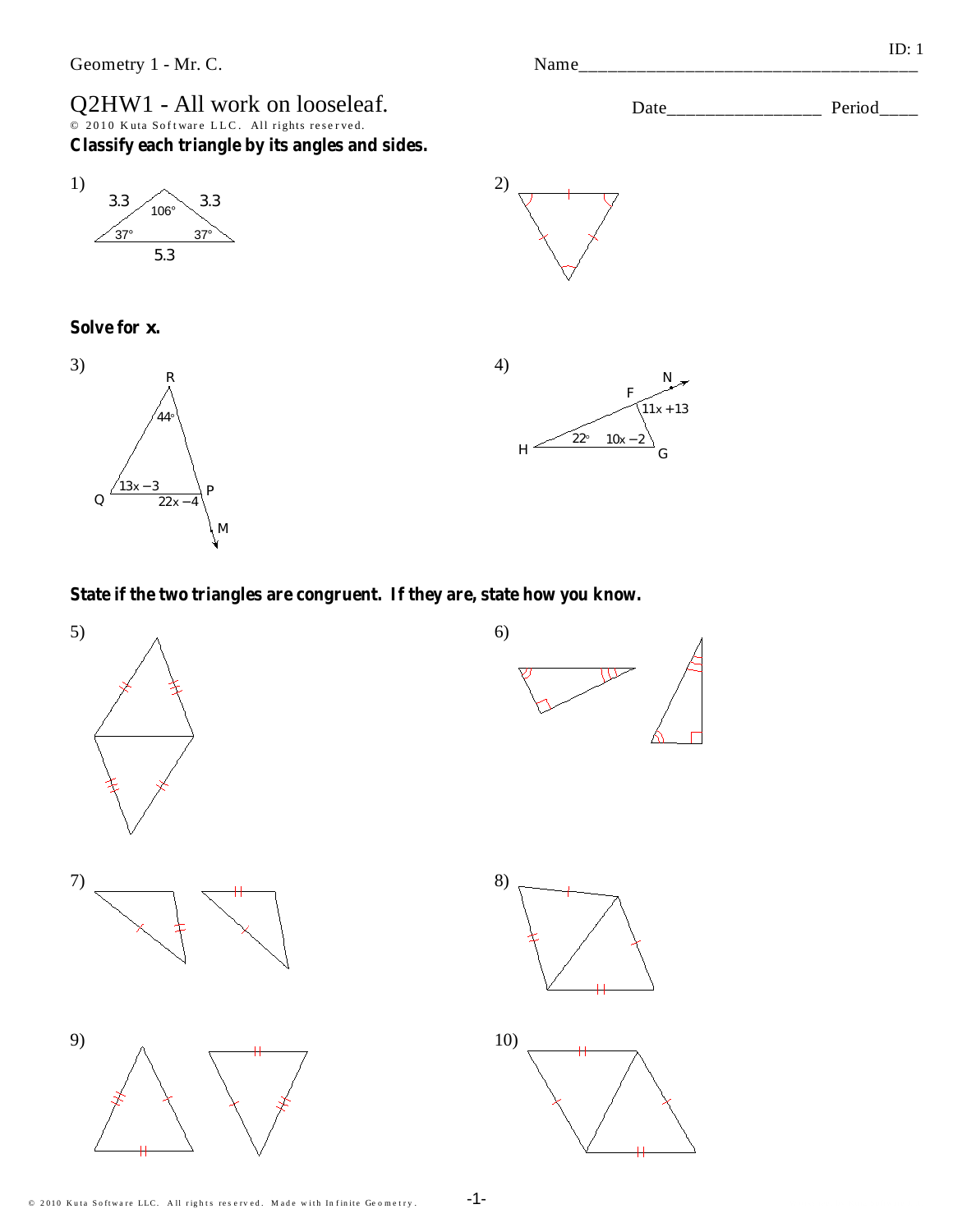Geometry 1 - Mr. C.

ID: 1

Name\_\_\_\_\_\_\_\_\_\_\_\_\_\_\_\_\_\_\_\_\_\_\_\_\_\_\_\_\_\_\_\_\_\_\_\_\_

# Q2HW1 - All work on looseleaf.

Date\_\_\_\_\_\_\_\_\_\_\_\_\_\_\_\_ Period\_\_\_\_

© 2010 Kuta Software LLC. All rights reserved.

**Classify each triangle by its angles and sides.**

1) 3.3, 3.3, 5.3, 106°, 37°, 37°

2)

**Solve for x.**

3) R, Q, P, M, 44°, $13x - 3$, $22x - 4$

4) N, F, H, G, $11x + 13$, 22°, $10x - 2$

**State if the two triangles are congruent. If they are, state how you know.**

5)

6)

7)

8)

9)

10)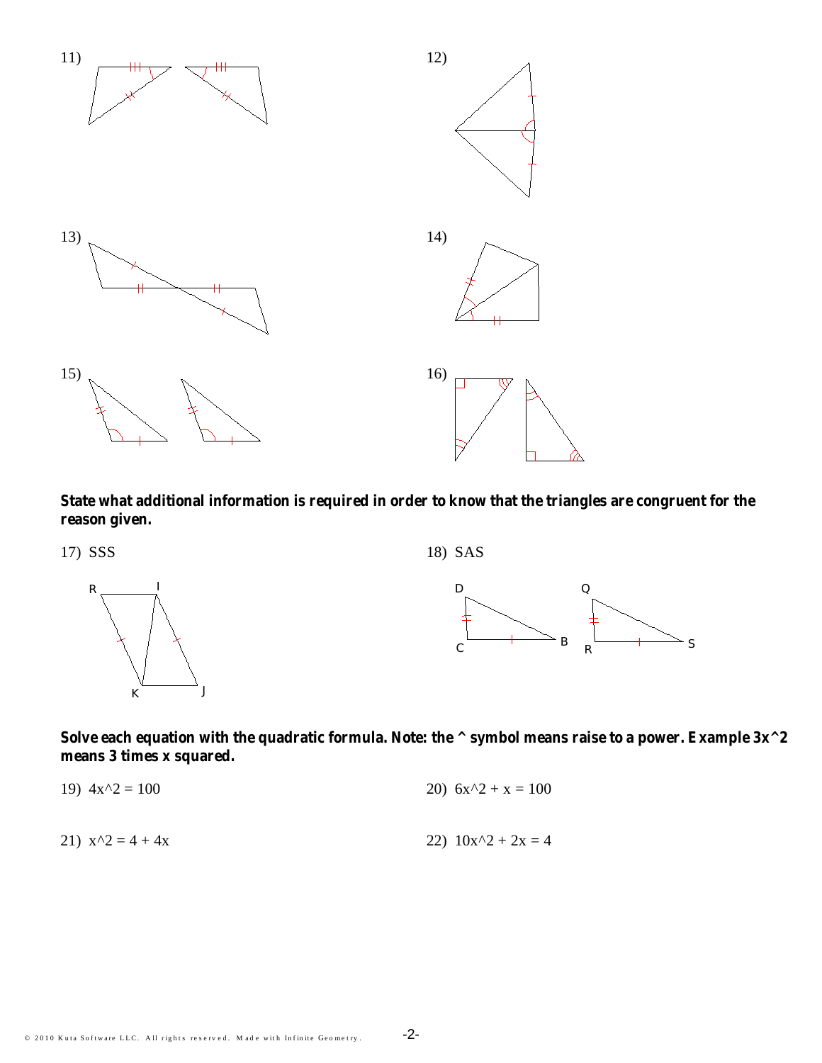11)

12)

13)

14)

15)

16)

**State what additional information is required in order to know that the triangles are congruent for the reason given.**

17) SSS

R I K J

18) SAS

D C B Q R S

**Solve each equation with the quadratic formula. Note: the ^ symbol means raise to a power. Example 3x^2 means 3 times x squared.**

19) 4x^2 = 100

20) 6x^2 + x = 100

21) x^2 = 4 + 4x

22) 10x^2 + 2x = 4

© 2010 Kuta Software LLC. All rights reserved. Made with Infinite Geometry.